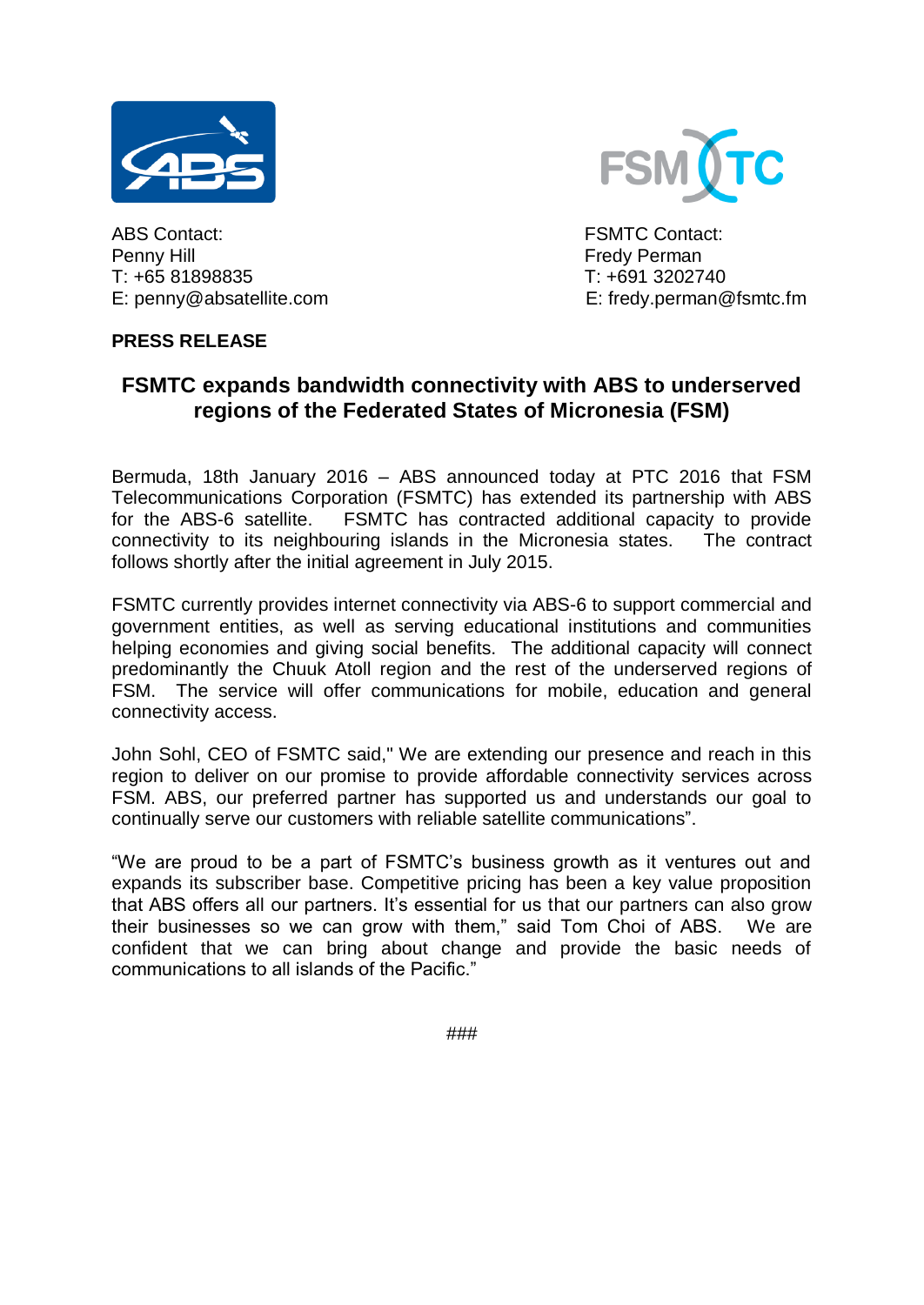ABS Contact:
Penny Hill
T: +65 81898835
E: penny@absatellite.com

FSMTC Contact:
Fredy Perman
T: +691 3202740
E: fredy.perman@fsmtc.fm

**PRESS RELEASE**

## FSMTC expands bandwidth connectivity with ABS to underserved regions of the Federated States of Micronesia (FSM)

Bermuda, 18th January 2016 – ABS announced today at PTC 2016 that FSM Telecommunications Corporation (FSMTC) has extended its partnership with ABS for the ABS-6 satellite. FSMTC has contracted additional capacity to provide connectivity to its neighbouring islands in the Micronesia states. The contract follows shortly after the initial agreement in July 2015.

FSMTC currently provides internet connectivity via ABS-6 to support commercial and government entities, as well as serving educational institutions and communities helping economies and giving social benefits. The additional capacity will connect predominantly the Chuuk Atoll region and the rest of the underserved regions of FSM. The service will offer communications for mobile, education and general connectivity access.

John Sohl, CEO of FSMTC said," We are extending our presence and reach in this region to deliver on our promise to provide affordable connectivity services across FSM. ABS, our preferred partner has supported us and understands our goal to continually serve our customers with reliable satellite communications".

"We are proud to be a part of FSMTC's business growth as it ventures out and expands its subscriber base. Competitive pricing has been a key value proposition that ABS offers all our partners. It's essential for us that our partners can also grow their businesses so we can grow with them," said Tom Choi of ABS. We are confident that we can bring about change and provide the basic needs of communications to all islands of the Pacific."

###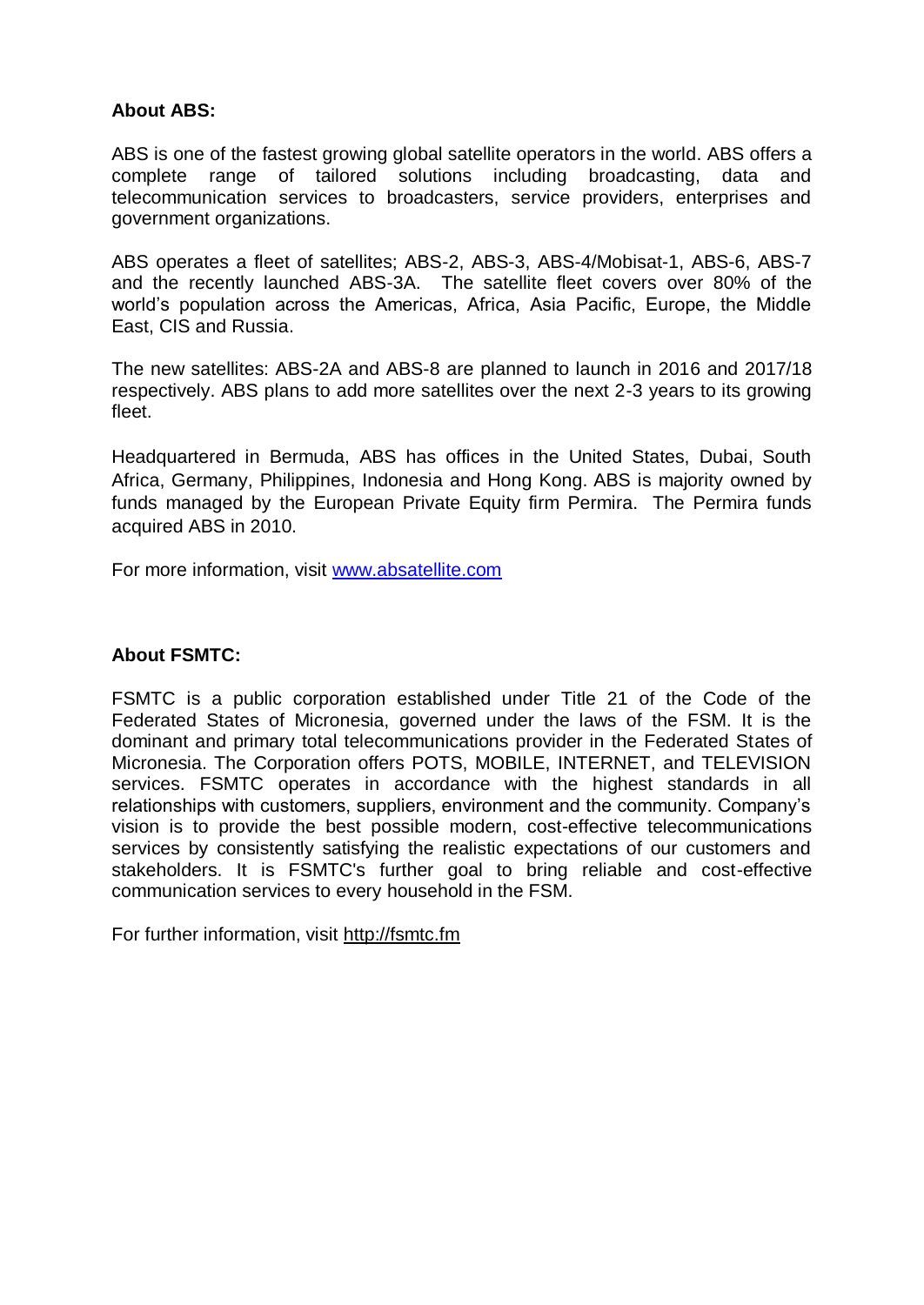**About ABS:**

ABS is one of the fastest growing global satellite operators in the world. ABS offers a complete range of tailored solutions including broadcasting, data and telecommunication services to broadcasters, service providers, enterprises and government organizations.

ABS operates a fleet of satellites; ABS-2, ABS-3, ABS-4/Mobisat-1, ABS-6, ABS-7 and the recently launched ABS-3A. The satellite fleet covers over 80% of the world's population across the Americas, Africa, Asia Pacific, Europe, the Middle East, CIS and Russia.

The new satellites: ABS-2A and ABS-8 are planned to launch in 2016 and 2017/18 respectively. ABS plans to add more satellites over the next 2-3 years to its growing fleet.

Headquartered in Bermuda, ABS has offices in the United States, Dubai, South Africa, Germany, Philippines, Indonesia and Hong Kong. ABS is majority owned by funds managed by the European Private Equity firm Permira. The Permira funds acquired ABS in 2010.

For more information, visit [www.absatellite.com](http://www.absatellite.com)

**About FSMTC:**

FSMTC is a public corporation established under Title 21 of the Code of the Federated States of Micronesia, governed under the laws of the FSM. It is the dominant and primary total telecommunications provider in the Federated States of Micronesia. The Corporation offers POTS, MOBILE, INTERNET, and TELEVISION services. FSMTC operates in accordance with the highest standards in all relationships with customers, suppliers, environment and the community. Company's vision is to provide the best possible modern, cost-effective telecommunications services by consistently satisfying the realistic expectations of our customers and stakeholders. It is FSMTC's further goal to bring reliable and cost-effective communication services to every household in the FSM.

For further information, visit http://fsmtc.fm